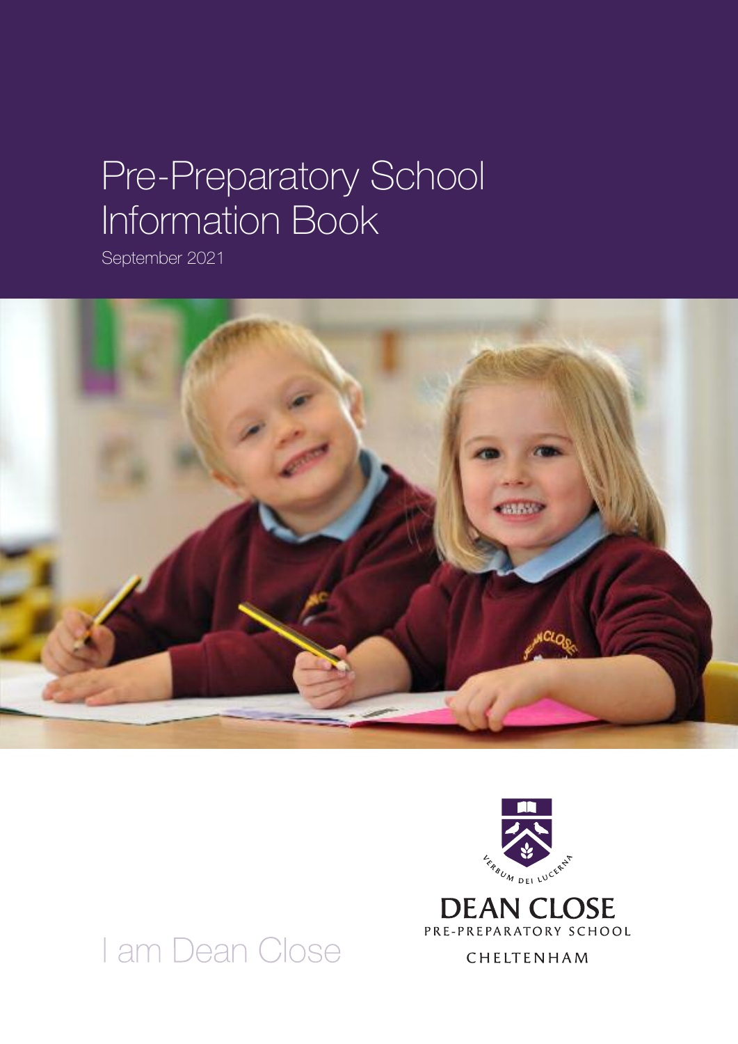# Pre-Preparatory School Information Book

September 2021

I am Dean Close

VERBUM DEI LUCERNA

DEAN CLOSE

PRE-PREPARATORY SCHOOL

CHELTENHAM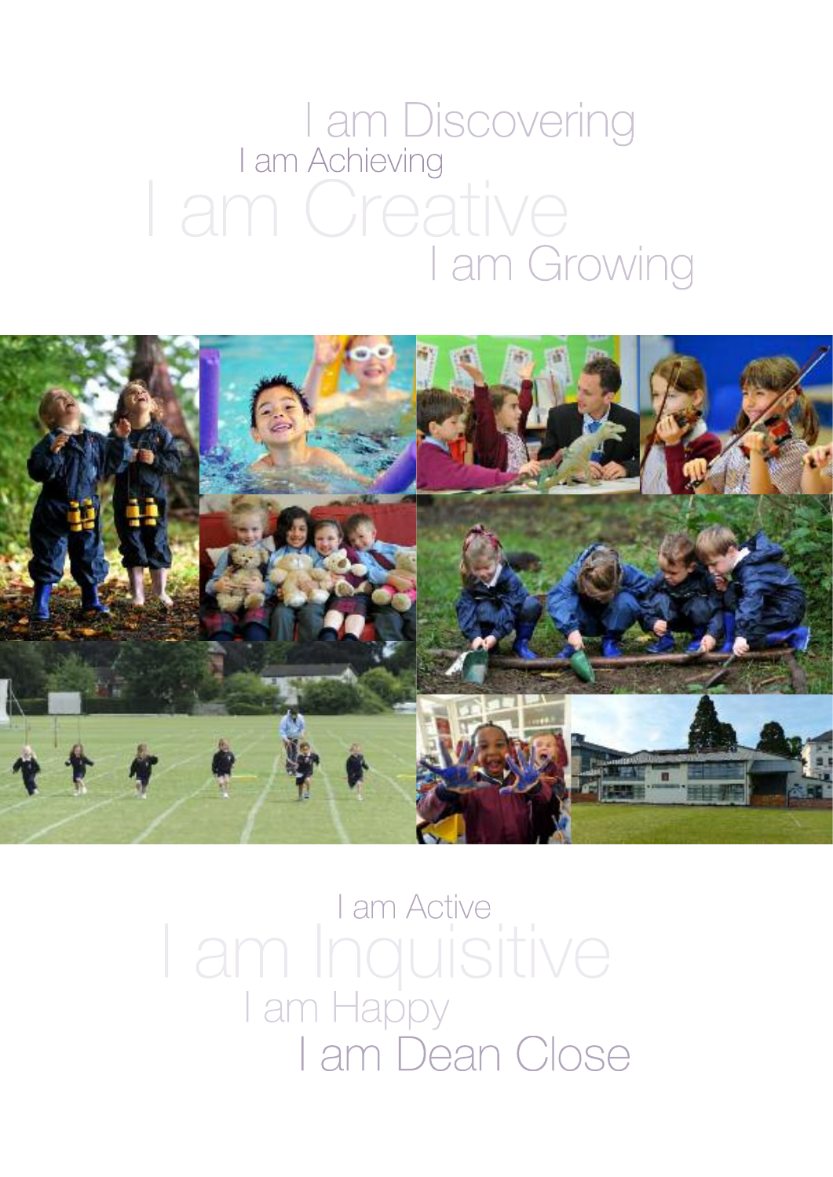I am Discovering

I am Achieving

I am Creative

I am Growing

I am Active

I am Inquisitive

I am Happy

I am Dean Close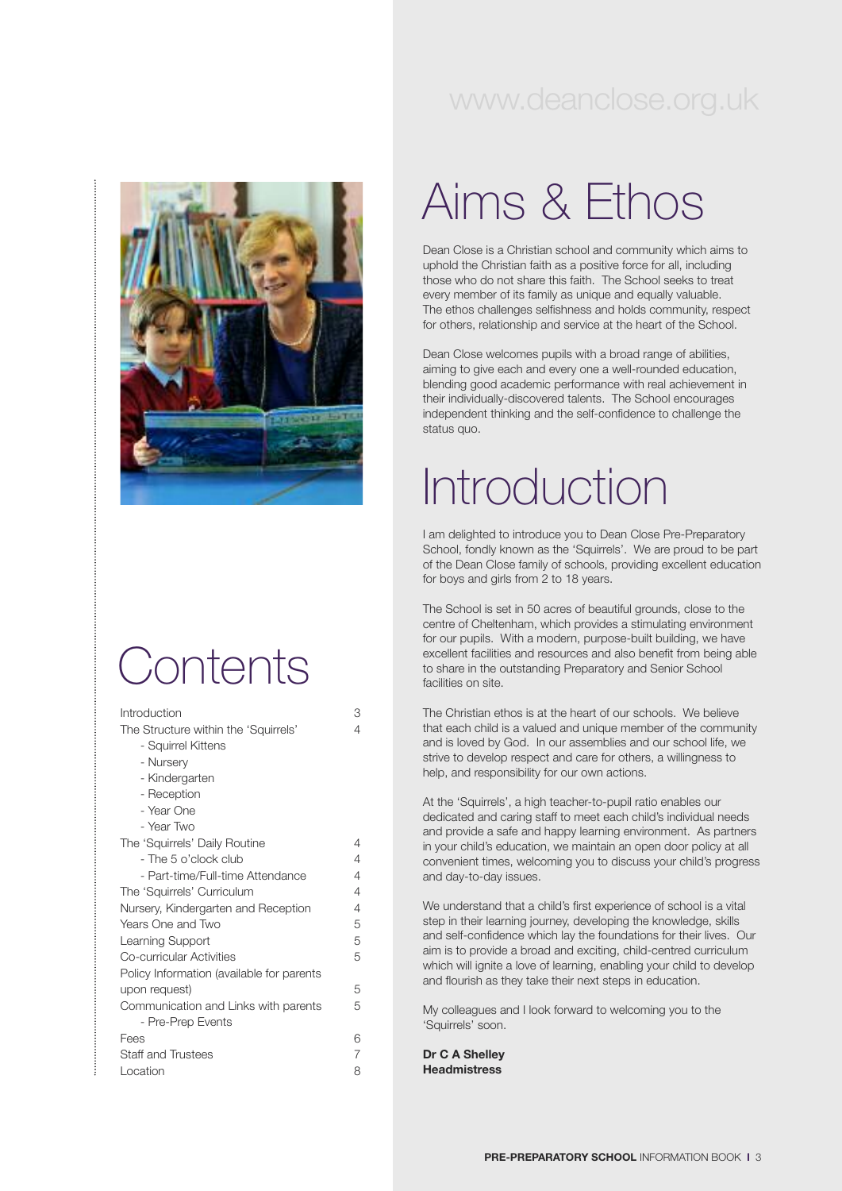www.deanclose.org.uk

# Contents

| | |
|---|---|
| Introduction | 3 |
| The Structure within the 'Squirrels' | 4 |
| - Squirrel Kittens | |
| - Nursery | |
| - Kindergarten | |
| - Reception | |
| - Year One | |
| - Year Two | |
| The 'Squirrels' Daily Routine | 4 |
| - The 5 o'clock club | 4 |
| - Part-time/Full-time Attendance | 4 |
| The 'Squirrels' Curriculum | 4 |
| Nursery, Kindergarten and Reception | 4 |
| Years One and Two | 5 |
| Learning Support | 5 |
| Co-curricular Activities | 5 |
| Policy Information (available for parents upon request) | 5 |
| Communication and Links with parents | 5 |
| - Pre-Prep Events | |
| Fees | 6 |
| Staff and Trustees | 7 |
| Location | 8 |

# Aims & Ethos

Dean Close is a Christian school and community which aims to uphold the Christian faith as a positive force for all, including those who do not share this faith. The School seeks to treat every member of its family as unique and equally valuable. The ethos challenges selfishness and holds community, respect for others, relationship and service at the heart of the School.

Dean Close welcomes pupils with a broad range of abilities, aiming to give each and every one a well-rounded education, blending good academic performance with real achievement in their individually-discovered talents. The School encourages independent thinking and the self-confidence to challenge the status quo.

# Introduction

I am delighted to introduce you to Dean Close Pre-Preparatory School, fondly known as the 'Squirrels'. We are proud to be part of the Dean Close family of schools, providing excellent education for boys and girls from 2 to 18 years.

The School is set in 50 acres of beautiful grounds, close to the centre of Cheltenham, which provides a stimulating environment for our pupils. With a modern, purpose-built building, we have excellent facilities and resources and also benefit from being able to share in the outstanding Preparatory and Senior School facilities on site.

The Christian ethos is at the heart of our schools. We believe that each child is a valued and unique member of the community and is loved by God. In our assemblies and our school life, we strive to develop respect and care for others, a willingness to help, and responsibility for our own actions.

At the 'Squirrels', a high teacher-to-pupil ratio enables our dedicated and caring staff to meet each child's individual needs and provide a safe and happy learning environment. As partners in your child's education, we maintain an open door policy at all convenient times, welcoming you to discuss your child's progress and day-to-day issues.

We understand that a child's first experience of school is a vital step in their learning journey, developing the knowledge, skills and self-confidence which lay the foundations for their lives. Our aim is to provide a broad and exciting, child-centred curriculum which will ignite a love of learning, enabling your child to develop and flourish as they take their next steps in education.

My colleagues and I look forward to welcoming you to the 'Squirrels' soon.

**Dr C A Shelley**
**Headmistress**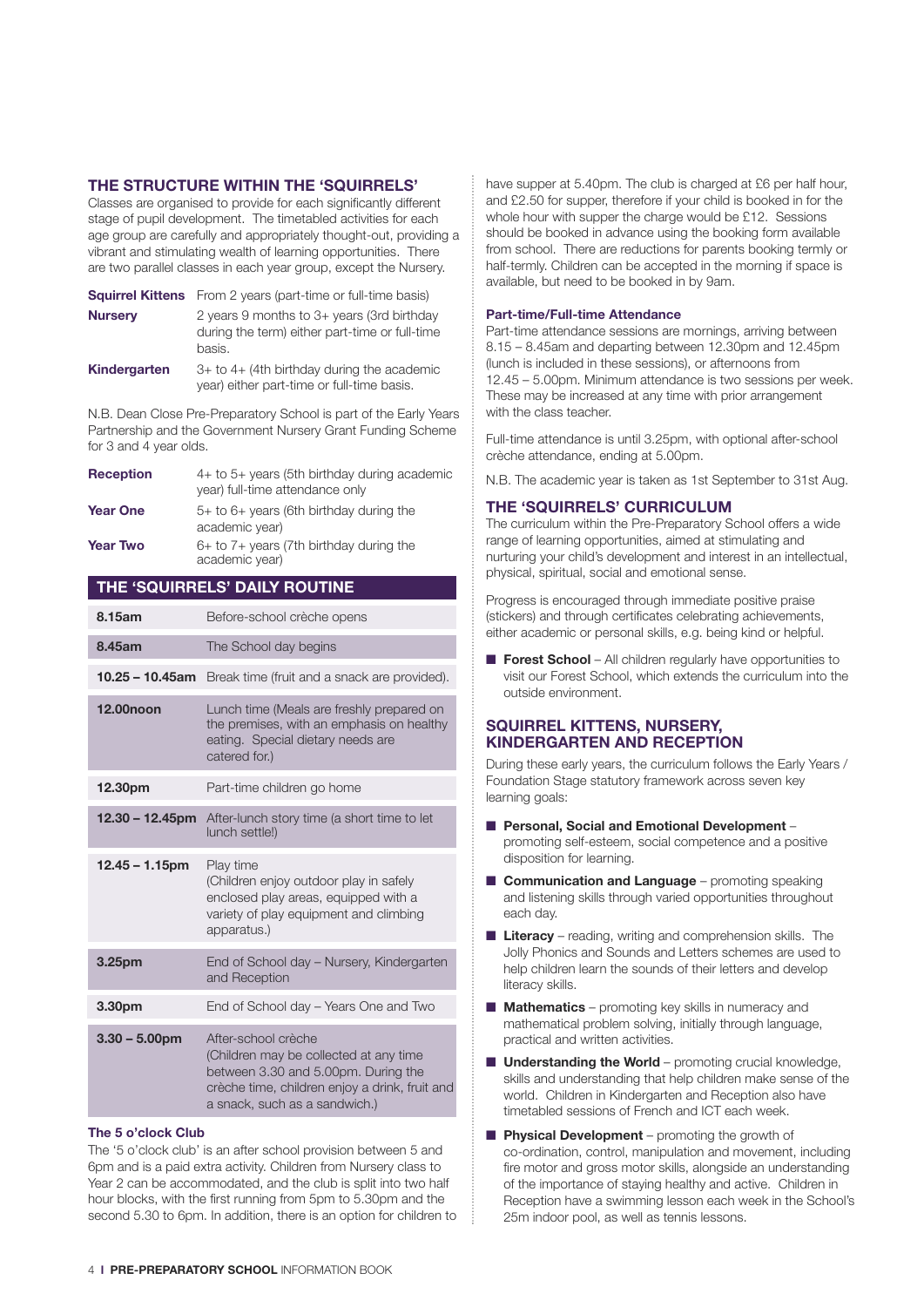## THE STRUCTURE WITHIN THE 'SQUIRRELS'

Classes are organised to provide for each significantly different stage of pupil development. The timetabled activities for each age group are carefully and appropriately thought-out, providing a vibrant and stimulating wealth of learning opportunities. There are two parallel classes in each year group, except the Nursery.

| | |
|---|---|
| **Squirrel Kittens** | From 2 years (part-time or full-time basis) |
| **Nursery** | 2 years 9 months to 3+ years (3rd birthday during the term) either part-time or full-time basis. |
| **Kindergarten** | 3+ to 4+ (4th birthday during the academic year) either part-time or full-time basis. |

N.B. Dean Close Pre-Preparatory School is part of the Early Years Partnership and the Government Nursery Grant Funding Scheme for 3 and 4 year olds.

| | |
|---|---|
| **Reception** | 4+ to 5+ years (5th birthday during academic year) full-time attendance only |
| **Year One** | 5+ to 6+ years (6th birthday during the academic year) |
| **Year Two** | 6+ to 7+ years (7th birthday during the academic year) |

## THE 'SQUIRRELS' DAILY ROUTINE

| | |
|---|---|
| **8.15am** | Before-school crèche opens |
| **8.45am** | The School day begins |
| **10.25 – 10.45am** | Break time (fruit and a snack are provided). |
| **12.00noon** | Lunch time (Meals are freshly prepared on the premises, with an emphasis on healthy eating. Special dietary needs are catered for.) |
| **12.30pm** | Part-time children go home |
| **12.30 – 12.45pm** | After-lunch story time (a short time to let lunch settle!) |
| **12.45 – 1.15pm** | Play time (Children enjoy outdoor play in safely enclosed play areas, equipped with a variety of play equipment and climbing apparatus.) |
| **3.25pm** | End of School day – Nursery, Kindergarten and Reception |
| **3.30pm** | End of School day – Years One and Two |
| **3.30 – 5.00pm** | After-school crèche (Children may be collected at any time between 3.30 and 5.00pm. During the crèche time, children enjoy a drink, fruit and a snack, such as a sandwich.) |

### The 5 o'clock Club

The '5 o'clock club' is an after school provision between 5 and 6pm and is a paid extra activity. Children from Nursery class to Year 2 can be accommodated, and the club is split into two half hour blocks, with the first running from 5pm to 5.30pm and the second 5.30 to 6pm. In addition, there is an option for children to have supper at 5.40pm. The club is charged at £6 per half hour, and £2.50 for supper, therefore if your child is booked in for the whole hour with supper the charge would be £12. Sessions should be booked in advance using the booking form available from school. There are reductions for parents booking termly or half-termly. Children can be accepted in the morning if space is available, but need to be booked in by 9am.

### Part-time/Full-time Attendance

Part-time attendance sessions are mornings, arriving between 8.15 – 8.45am and departing between 12.30pm and 12.45pm (lunch is included in these sessions), or afternoons from 12.45 – 5.00pm. Minimum attendance is two sessions per week. These may be increased at any time with prior arrangement with the class teacher.

Full-time attendance is until 3.25pm, with optional after-school crèche attendance, ending at 5.00pm.

N.B. The academic year is taken as 1st September to 31st Aug.

## THE 'SQUIRRELS' CURRICULUM

The curriculum within the Pre-Preparatory School offers a wide range of learning opportunities, aimed at stimulating and nurturing your child's development and interest in an intellectual, physical, spiritual, social and emotional sense.

Progress is encouraged through immediate positive praise (stickers) and through certificates celebrating achievements, either academic or personal skills, e.g. being kind or helpful.

- **Forest School** – All children regularly have opportunities to visit our Forest School, which extends the curriculum into the outside environment.

## SQUIRREL KITTENS, NURSERY, KINDERGARTEN AND RECEPTION

During these early years, the curriculum follows the Early Years / Foundation Stage statutory framework across seven key learning goals:

- **Personal, Social and Emotional Development** – promoting self-esteem, social competence and a positive disposition for learning.
- **Communication and Language** – promoting speaking and listening skills through varied opportunities throughout each day.
- **Literacy** – reading, writing and comprehension skills. The Jolly Phonics and Sounds and Letters schemes are used to help children learn the sounds of their letters and develop literacy skills.
- **Mathematics** – promoting key skills in numeracy and mathematical problem solving, initially through language, practical and written activities.
- **Understanding the World** – promoting crucial knowledge, skills and understanding that help children make sense of the world. Children in Kindergarten and Reception also have timetabled sessions of French and ICT each week.
- **Physical Development** – promoting the growth of co-ordination, control, manipulation and movement, including fire motor and gross motor skills, alongside an understanding of the importance of staying healthy and active. Children in Reception have a swimming lesson each week in the School's 25m indoor pool, as well as tennis lessons.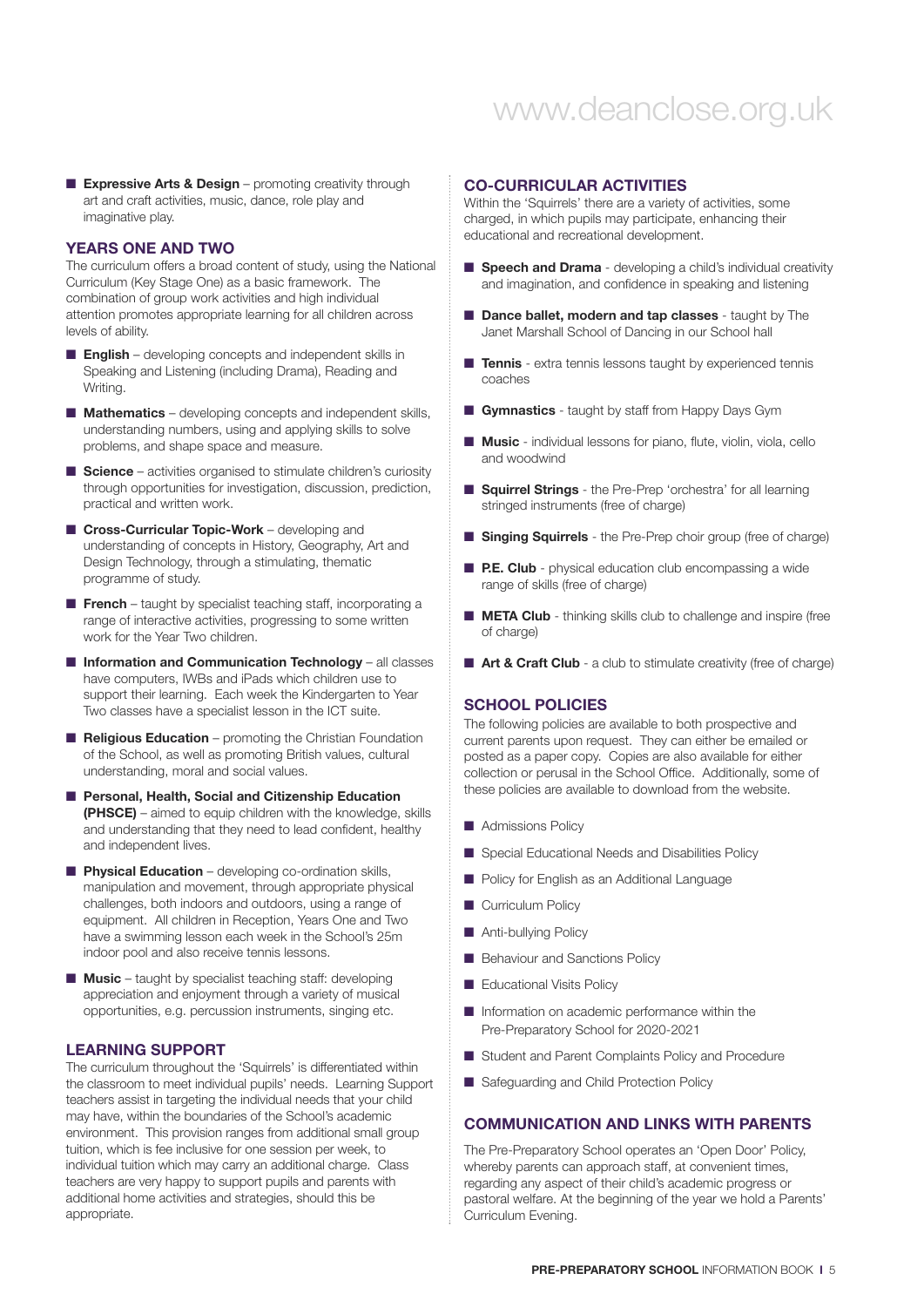- **Expressive Arts & Design** – promoting creativity through art and craft activities, music, dance, role play and imaginative play.

## YEARS ONE AND TWO

The curriculum offers a broad content of study, using the National Curriculum (Key Stage One) as a basic framework. The combination of group work activities and high individual attention promotes appropriate learning for all children across levels of ability.

- **English** – developing concepts and independent skills in Speaking and Listening (including Drama), Reading and Writing.
- **Mathematics** – developing concepts and independent skills, understanding numbers, using and applying skills to solve problems, and shape space and measure.
- **Science** – activities organised to stimulate children's curiosity through opportunities for investigation, discussion, prediction, practical and written work.
- **Cross-Curricular Topic-Work** – developing and understanding of concepts in History, Geography, Art and Design Technology, through a stimulating, thematic programme of study.
- **French** – taught by specialist teaching staff, incorporating a range of interactive activities, progressing to some written work for the Year Two children.
- **Information and Communication Technology** – all classes have computers, IWBs and iPads which children use to support their learning. Each week the Kindergarten to Year Two classes have a specialist lesson in the ICT suite.
- **Religious Education** – promoting the Christian Foundation of the School, as well as promoting British values, cultural understanding, moral and social values.
- **Personal, Health, Social and Citizenship Education (PHSCE)** – aimed to equip children with the knowledge, skills and understanding that they need to lead confident, healthy and independent lives.
- **Physical Education** – developing co-ordination skills, manipulation and movement, through appropriate physical challenges, both indoors and outdoors, using a range of equipment. All children in Reception, Years One and Two have a swimming lesson each week in the School's 25m indoor pool and also receive tennis lessons.
- **Music** – taught by specialist teaching staff: developing appreciation and enjoyment through a variety of musical opportunities, e.g. percussion instruments, singing etc.

## LEARNING SUPPORT

The curriculum throughout the 'Squirrels' is differentiated within the classroom to meet individual pupils' needs. Learning Support teachers assist in targeting the individual needs that your child may have, within the boundaries of the School's academic environment. This provision ranges from additional small group tuition, which is fee inclusive for one session per week, to individual tuition which may carry an additional charge. Class teachers are very happy to support pupils and parents with additional home activities and strategies, should this be appropriate.

## CO-CURRICULAR ACTIVITIES

Within the 'Squirrels' there are a variety of activities, some charged, in which pupils may participate, enhancing their educational and recreational development.

- **Speech and Drama** - developing a child's individual creativity and imagination, and confidence in speaking and listening
- **Dance ballet, modern and tap classes** - taught by The Janet Marshall School of Dancing in our School hall
- **Tennis** - extra tennis lessons taught by experienced tennis coaches
- **Gymnastics** - taught by staff from Happy Days Gym
- **Music** - individual lessons for piano, flute, violin, viola, cello and woodwind
- **Squirrel Strings** - the Pre-Prep 'orchestra' for all learning stringed instruments (free of charge)
- **Singing Squirrels** - the Pre-Prep choir group (free of charge)
- **P.E. Club** - physical education club encompassing a wide range of skills (free of charge)
- **META Club** - thinking skills club to challenge and inspire (free of charge)
- **Art & Craft Club** - a club to stimulate creativity (free of charge)

## SCHOOL POLICIES

The following policies are available to both prospective and current parents upon request. They can either be emailed or posted as a paper copy. Copies are also available for either collection or perusal in the School Office. Additionally, some of these policies are available to download from the website.

- Admissions Policy
- Special Educational Needs and Disabilities Policy
- Policy for English as an Additional Language
- Curriculum Policy
- Anti-bullying Policy
- Behaviour and Sanctions Policy
- Educational Visits Policy
- Information on academic performance within the Pre-Preparatory School for 2020-2021
- Student and Parent Complaints Policy and Procedure
- Safeguarding and Child Protection Policy

## COMMUNICATION AND LINKS WITH PARENTS

The Pre-Preparatory School operates an 'Open Door' Policy, whereby parents can approach staff, at convenient times, regarding any aspect of their child's academic progress or pastoral welfare. At the beginning of the year we hold a Parents' Curriculum Evening.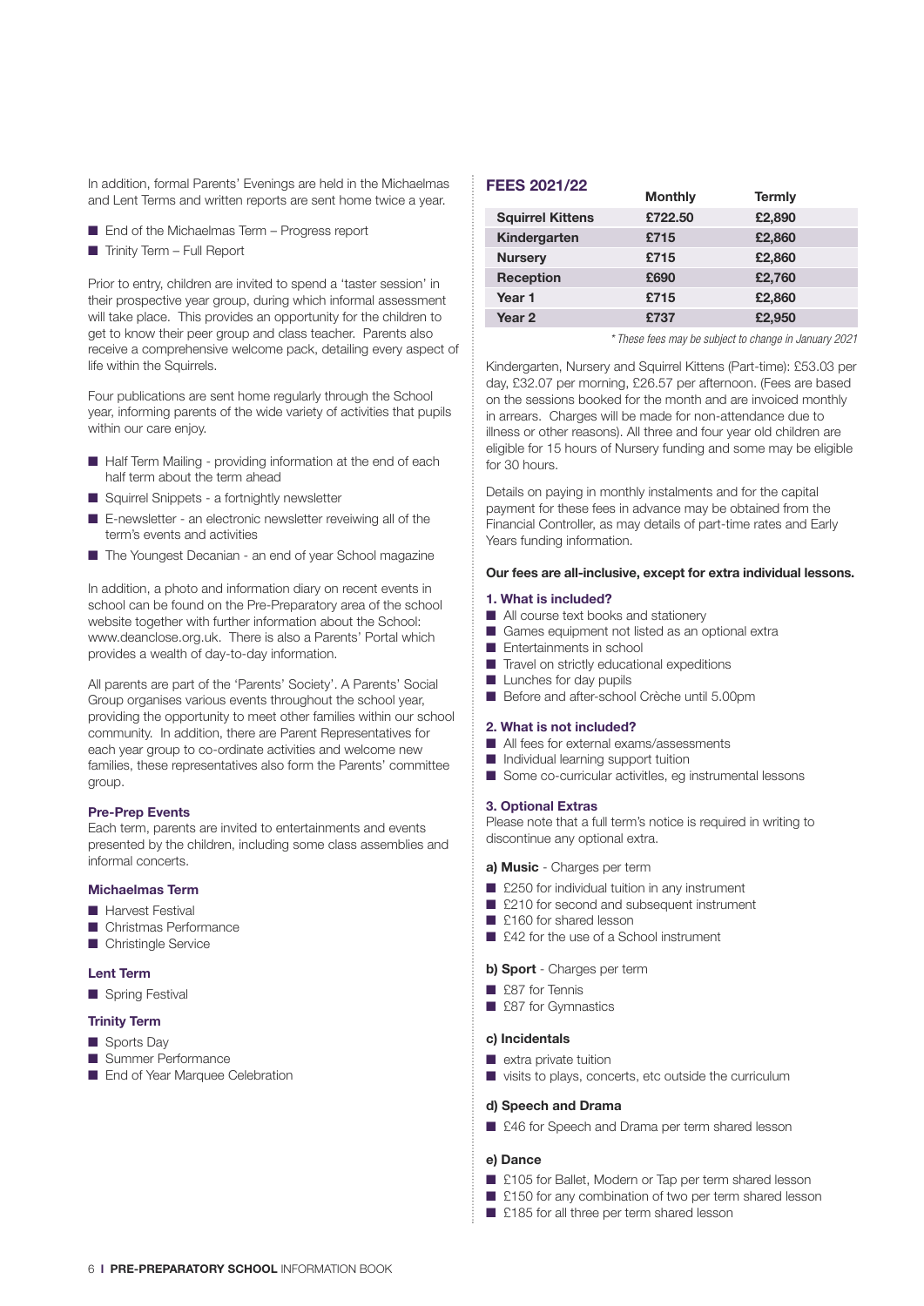In addition, formal Parents' Evenings are held in the Michaelmas and Lent Terms and written reports are sent home twice a year.

- End of the Michaelmas Term – Progress report
- Trinity Term – Full Report

Prior to entry, children are invited to spend a 'taster session' in their prospective year group, during which informal assessment will take place. This provides an opportunity for the children to get to know their peer group and class teacher. Parents also receive a comprehensive welcome pack, detailing every aspect of life within the Squirrels.

Four publications are sent home regularly through the School year, informing parents of the wide variety of activities that pupils within our care enjoy.

- Half Term Mailing - providing information at the end of each half term about the term ahead
- Squirrel Snippets - a fortnightly newsletter
- E-newsletter - an electronic newsletter reveiwing all of the term's events and activities
- The Youngest Decanian - an end of year School magazine

In addition, a photo and information diary on recent events in school can be found on the Pre-Preparatory area of the school website together with further information about the School: www.deanclose.org.uk. There is also a Parents' Portal which provides a wealth of day-to-day information.

All parents are part of the 'Parents' Society'. A Parents' Social Group organises various events throughout the school year, providing the opportunity to meet other families within our school community. In addition, there are Parent Representatives for each year group to co-ordinate activities and welcome new families, these representatives also form the Parents' committee group.

### Pre-Prep Events

Each term, parents are invited to entertainments and events presented by the children, including some class assemblies and informal concerts.

#### Michaelmas Term

- Harvest Festival
- Christmas Performance
- Christingle Service

#### Lent Term

- Spring Festival

#### Trinity Term

- Sports Day
- Summer Performance
- End of Year Marquee Celebration

## FEES 2021/22

| | Monthly | Termly |
|---|---|---|
| **Squirrel Kittens** | **£722.50** | **£2,890** |
| **Kindergarten** | **£715** | **£2,860** |
| **Nursery** | **£715** | **£2,860** |
| **Reception** | **£690** | **£2,760** |
| **Year 1** | **£715** | **£2,860** |
| **Year 2** | **£737** | **£2,950** |

*\* These fees may be subject to change in January 2021*

Kindergarten, Nursery and Squirrel Kittens (Part-time): £53.03 per day, £32.07 per morning, £26.57 per afternoon. (Fees are based on the sessions booked for the month and are invoiced monthly in arrears. Charges will be made for non-attendance due to illness or other reasons). All three and four year old children are eligible for 15 hours of Nursery funding and some may be eligible for 30 hours.

Details on paying in monthly instalments and for the capital payment for these fees in advance may be obtained from the Financial Controller, as may details of part-time rates and Early Years funding information.

**Our fees are all-inclusive, except for extra individual lessons.**

### 1. What is included?

- All course text books and stationery
- Games equipment not listed as an optional extra
- Entertainments in school
- Travel on strictly educational expeditions
- Lunches for day pupils
- Before and after-school Crèche until 5.00pm

### 2. What is not included?

- All fees for external exams/assessments
- Individual learning support tuition
- Some co-curricular activitles, eg instrumental lessons

### 3. Optional Extras

Please note that a full term's notice is required in writing to discontinue any optional extra.

**a) Music** - Charges per term

- £250 for individual tuition in any instrument
- £210 for second and subsequent instrument
- £160 for shared lesson
- £42 for the use of a School instrument

**b) Sport** - Charges per term

- £87 for Tennis
- £87 for Gymnastics

**c) Incidentals**

- extra private tuition
- visits to plays, concerts, etc outside the curriculum

**d) Speech and Drama**

- £46 for Speech and Drama per term shared lesson

**e) Dance**

- £105 for Ballet, Modern or Tap per term shared lesson
- £150 for any combination of two per term shared lesson
- £185 for all three per term shared lesson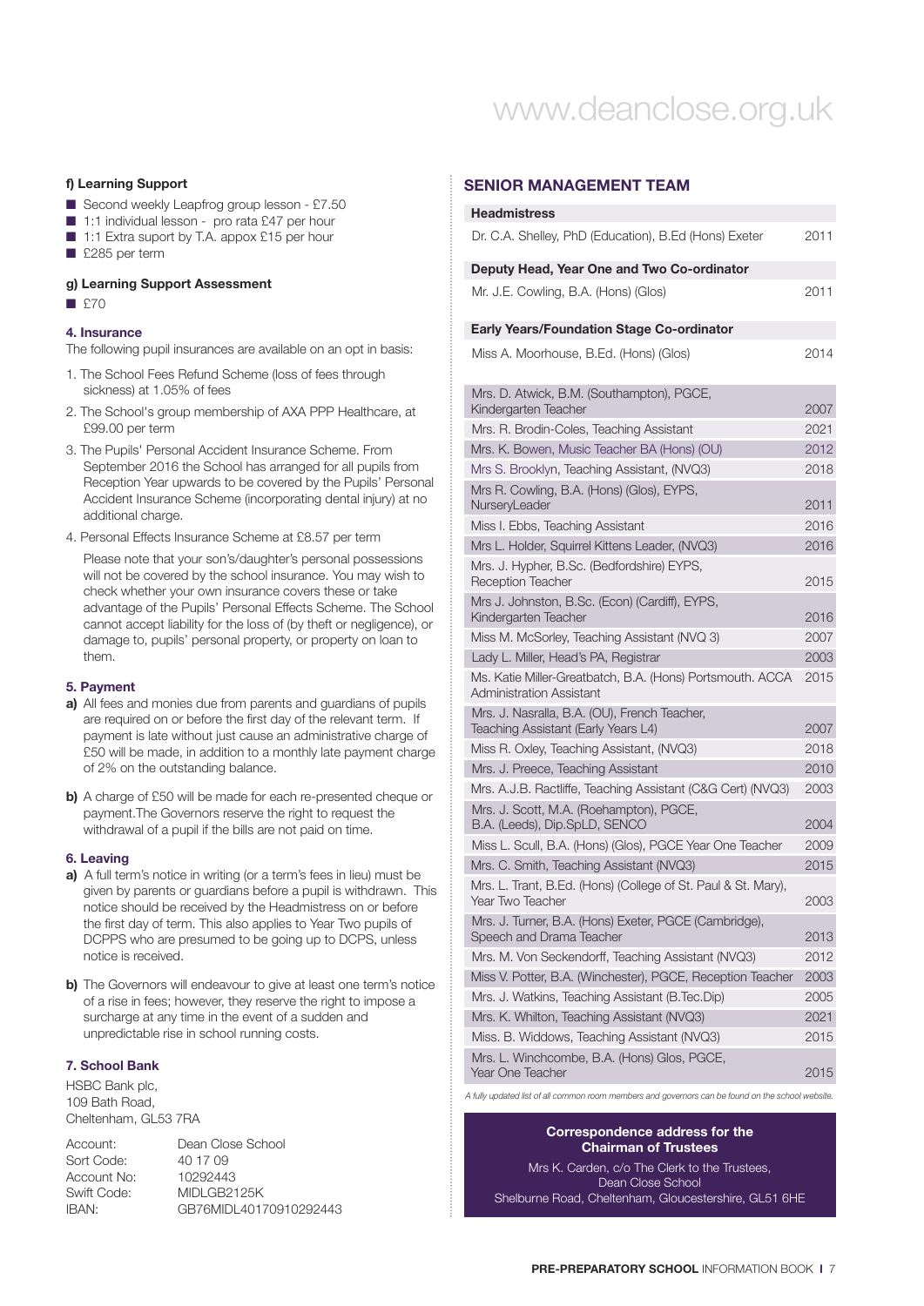#### f) Learning Support

- Second weekly Leapfrog group lesson - £7.50
- 1:1 individual lesson - pro rata £47 per hour
- 1:1 Extra suport by T.A. appox £15 per hour
- £285 per term

#### g) Learning Support Assessment

- £70

### 4. Insurance

The following pupil insurances are available on an opt in basis:

1. The School Fees Refund Scheme (loss of fees through sickness) at 1.05% of fees
2. The School's group membership of AXA PPP Healthcare, at £99.00 per term
3. The Pupils' Personal Accident Insurance Scheme. From September 2016 the School has arranged for all pupils from Reception Year upwards to be covered by the Pupils' Personal Accident Insurance Scheme (incorporating dental injury) at no additional charge.
4. Personal Effects Insurance Scheme at £8.57 per term

   Please note that your son's/daughter's personal possessions will not be covered by the school insurance. You may wish to check whether your own insurance covers these or take advantage of the Pupils' Personal Effects Scheme. The School cannot accept liability for the loss of (by theft or negligence), or damage to, pupils' personal property, or property on loan to them.

### 5. Payment

**a)** All fees and monies due from parents and guardians of pupils are required on or before the first day of the relevant term. If payment is late without just cause an administrative charge of £50 will be made, in addition to a monthly late payment charge of 2% on the outstanding balance.

**b)** A charge of £50 will be made for each re-presented cheque or payment.The Governors reserve the right to request the withdrawal of a pupil if the bills are not paid on time.

### 6. Leaving

**a)** A full term's notice in writing (or a term's fees in lieu) must be given by parents or guardians before a pupil is withdrawn. This notice should be received by the Headmistress on or before the first day of term. This also applies to Year Two pupils of DCPPS who are presumed to be going up to DCPS, unless notice is received.

**b)** The Governors will endeavour to give at least one term's notice of a rise in fees; however, they reserve the right to impose a surcharge at any time in the event of a sudden and unpredictable rise in school running costs.

### 7. School Bank

HSBC Bank plc,
109 Bath Road,
Cheltenham, GL53 7RA

| | |
|---|---|
| Account: | Dean Close School |
| Sort Code: | 40 17 09 |
| Account No: | 10292443 |
| Swift Code: | MIDLGB2125K |
| IBAN: | GB76MIDL40170910292443 |

## SENIOR MANAGEMENT TEAM

| | |
|---|---|
| **Headmistress** | |
| Dr. C.A. Shelley, PhD (Education), B.Ed (Hons) Exeter | 2011 |
| **Deputy Head, Year One and Two Co-ordinator** | |
| Mr. J.E. Cowling, B.A. (Hons) (Glos) | 2011 |
| **Early Years/Foundation Stage Co-ordinator** | |
| Miss A. Moorhouse, B.Ed. (Hons) (Glos) | 2014 |
| Mrs. D. Atwick, B.M. (Southampton), PGCE, Kindergarten Teacher | 2007 |
| Mrs. R. Brodin-Coles, Teaching Assistant | 2021 |
| Mrs. K. Bowen, Music Teacher BA (Hons) (OU) | 2012 |
| Mrs S. Brooklyn, Teaching Assistant, (NVQ3) | 2018 |
| Mrs R. Cowling, B.A. (Hons) (Glos), EYPS, NurseryLeader | 2011 |
| Miss I. Ebbs, Teaching Assistant | 2016 |
| Mrs L. Holder, Squirrel Kittens Leader, (NVQ3) | 2016 |
| Mrs. J. Hypher, B.Sc. (Bedfordshire) EYPS, Reception Teacher | 2015 |
| Mrs J. Johnston, B.Sc. (Econ) (Cardiff), EYPS, Kindergarten Teacher | 2016 |
| Miss M. McSorley, Teaching Assistant (NVQ 3) | 2007 |
| Lady L. Miller, Head's PA, Registrar | 2003 |
| Ms. Katie Miller-Greatbatch, B.A. (Hons) Portsmouth. ACCA Administration Assistant | 2015 |
| Mrs. J. Nasralla, B.A. (OU), French Teacher, Teaching Assistant (Early Years L4) | 2007 |
| Miss R. Oxley, Teaching Assistant, (NVQ3) | 2018 |
| Mrs. J. Preece, Teaching Assistant | 2010 |
| Mrs. A.J.B. Ractliffe, Teaching Assistant (C&G Cert) (NVQ3) | 2003 |
| Mrs. J. Scott, M.A. (Roehampton), PGCE, B.A. (Leeds), Dip.SpLD, SENCO | 2004 |
| Miss L. Scull, B.A. (Hons) (Glos), PGCE Year One Teacher | 2009 |
| Mrs. C. Smith, Teaching Assistant (NVQ3) | 2015 |
| Mrs. L. Trant, B.Ed. (Hons) (College of St. Paul & St. Mary), Year Two Teacher | 2003 |
| Mrs. J. Turner, B.A. (Hons) Exeter, PGCE (Cambridge), Speech and Drama Teacher | 2013 |
| Mrs. M. Von Seckendorff, Teaching Assistant (NVQ3) | 2012 |
| Miss V. Potter, B.A. (Winchester), PGCE, Reception Teacher | 2003 |
| Mrs. J. Watkins, Teaching Assistant (B.Tec.Dip) | 2005 |
| Mrs. K. Whilton, Teaching Assistant (NVQ3) | 2021 |
| Miss. B. Widdows, Teaching Assistant (NVQ3) | 2015 |
| Mrs. L. Winchcombe, B.A. (Hons) Glos, PGCE, Year One Teacher | 2015 |

*A fully updated list of all common room members and governors can be found on the school website.*

**Correspondence address for the Chairman of Trustees**

Mrs K. Carden, c/o The Clerk to the Trustees,
Dean Close School
Shelburne Road, Cheltenham, Gloucestershire, GL51 6HE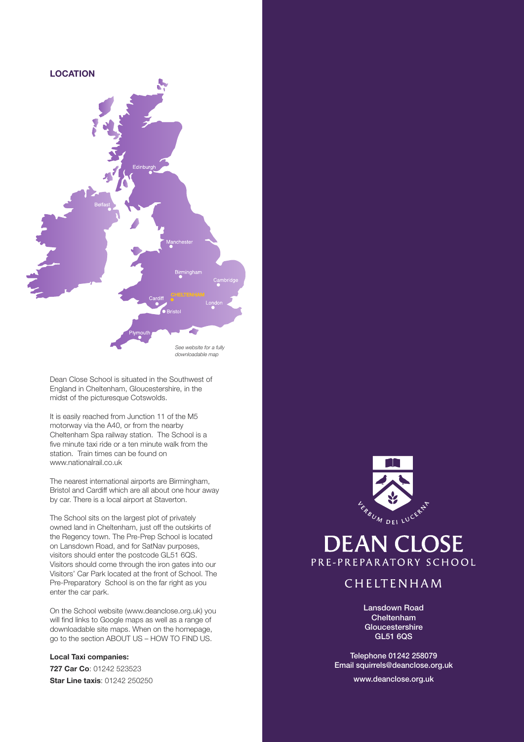## LOCATION

Edinburgh
Belfast
Manchester
Birmingham
Cambridge
CHELTENHAM
Cardiff
London
Bristol
Plymouth

*See website for a fully downloadable map*

Dean Close School is situated in the Southwest of England in Cheltenham, Gloucestershire, in the midst of the picturesque Cotswolds.

It is easily reached from Junction 11 of the M5 motorway via the A40, or from the nearby Cheltenham Spa railway station. The School is a five minute taxi ride or a ten minute walk from the station. Train times can be found on www.nationalrail.co.uk

The nearest international airports are Birmingham, Bristol and Cardiff which are all about one hour away by car. There is a local airport at Staverton.

The School sits on the largest plot of privately owned land in Cheltenham, just off the outskirts of the Regency town. The Pre-Prep School is located on Lansdown Road, and for SatNav purposes, visitors should enter the postcode GL51 6QS. Visitors should come through the iron gates into our Visitors' Car Park located at the front of School. The Pre-Preparatory School is on the far right as you enter the car park.

On the School website (www.deanclose.org.uk) you will find links to Google maps as well as a range of downloadable site maps. When on the homepage, go to the section ABOUT US – HOW TO FIND US.

**Local Taxi companies:**

**727 Car Co**: 01242 523523

**Star Line taxis**: 01242 250250

VERBUM DEI LUCERNA

# DEAN CLOSE

PRE-PREPARATORY SCHOOL

CHELTENHAM

Lansdown Road
Cheltenham
Gloucestershire
GL51 6QS

Telephone 01242 258079
Email squirrels@deanclose.org.uk

www.deanclose.org.uk